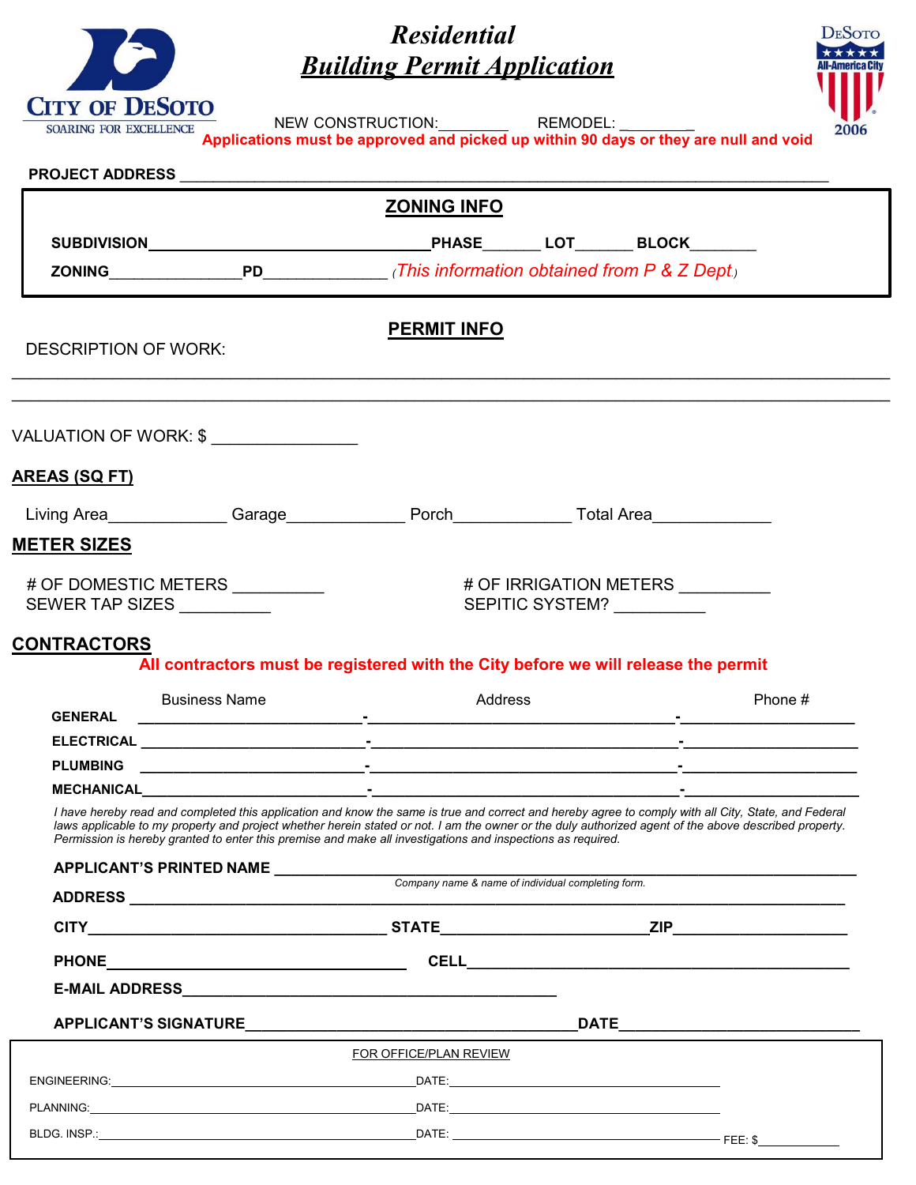CITY OF DESOTO
SOARING FOR EXCELLENCE

# *Residential*
# ***Building Permit Application***

DESOTO All-America City 2006

NEW CONSTRUCTION:________ REMODEL: ________

**Applications must be approved and picked up within 90 days or they are null and void**

**PROJECT ADDRESS** ______________________________________________________________________

## ZONING INFO

**SUBDIVISION**______________________________**PHASE**______ **LOT**______ **BLOCK**_______

**ZONING**______________**PD**_____________ *(This information obtained from P & Z Dept.)*

## PERMIT INFO

DESCRIPTION OF WORK:

______________________________________________________________________________________

______________________________________________________________________________________

VALUATION OF WORK: $ _______________

## AREAS (SQ FT)

Living Area____________ Garage____________ Porch____________ Total Area____________

## METER SIZES

# OF DOMESTIC METERS _________ # OF IRRIGATION METERS _________

SEWER TAP SIZES _________ SEPITIC SYSTEM? _________

## CONTRACTORS

**All contractors must be registered with the City before we will release the permit**

| | Business Name | Address | Phone # |
|---|---|---|---|
| **GENERAL** | | | |
| **ELECTRICAL** | | | |
| **PLUMBING** | | | |
| **MECHANICAL** | | | |

*I have hereby read and completed this application and know the same is true and correct and hereby agree to comply with all City, State, and Federal laws applicable to my property and project whether herein stated or not. I am the owner or the duly authorized agent of the above described property. Permission is hereby granted to enter this premise and make all investigations and inspections as required.*

**APPLICANT'S PRINTED NAME** ____________________________________________________
*Company name & name of individual completing form.*

**ADDRESS** ____________________________________________________________________

**CITY**______________________________ **STATE**____________________**ZIP**________________

**PHONE**____________________________ **CELL**_____________________________________

**E-MAIL ADDRESS**_____________________________________

**APPLICANT'S SIGNATURE**________________________________**DATE**_______________________

FOR OFFICE/PLAN REVIEW

ENGINEERING:________________________________DATE:______________________________

PLANNING:___________________________________DATE:______________________________

BLDG. INSP.:_________________________________DATE:______________________________ FEE: $____________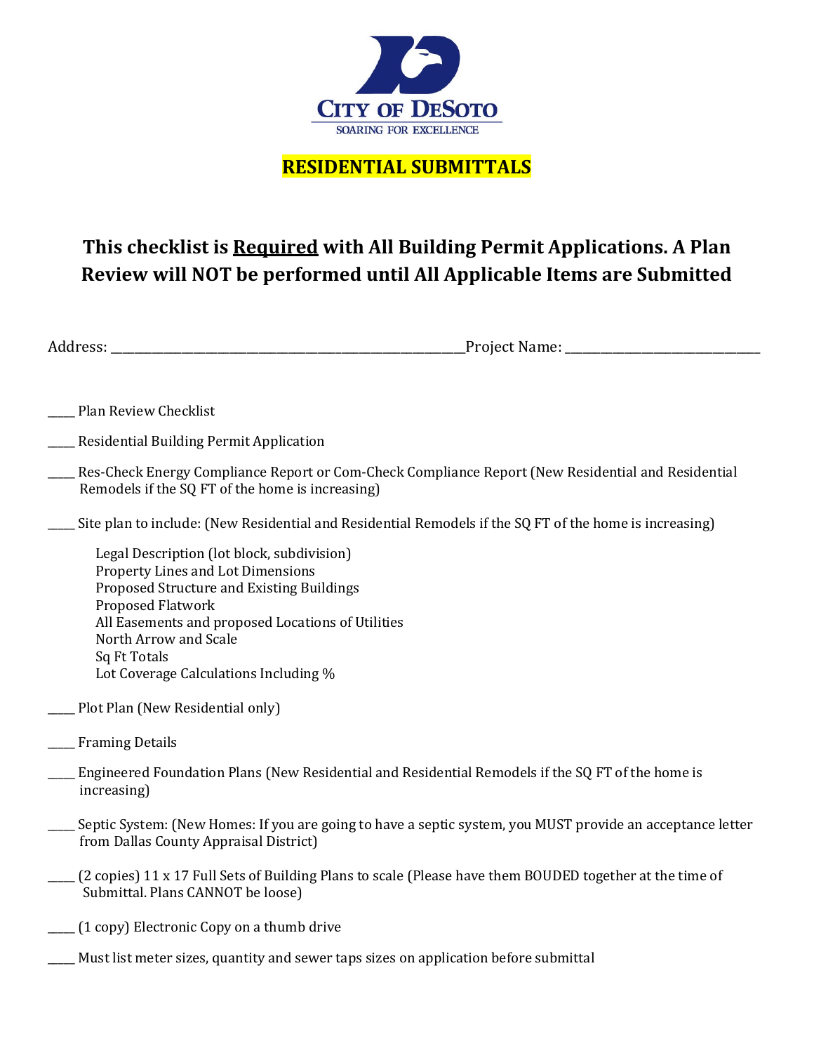CITY OF DESOTO
SOARING FOR EXCELLENCE

# RESIDENTIAL SUBMITTALS

## This checklist is Required with All Building Permit Applications. A Plan Review will NOT be performed until All Applicable Items are Submitted

Address: ________________________________________________________Project Name: ______________________________

_____ Plan Review Checklist

_____ Residential Building Permit Application

_____ Res-Check Energy Compliance Report or Com-Check Compliance Report (New Residential and Residential Remodels if the SQ FT of the home is increasing)

_____ Site plan to include: (New Residential and Residential Remodels if the SQ FT of the home is increasing)

- Legal Description (lot block, subdivision)
- Property Lines and Lot Dimensions
- Proposed Structure and Existing Buildings
- Proposed Flatwork
- All Easements and proposed Locations of Utilities
- North Arrow and Scale
- Sq Ft Totals
- Lot Coverage Calculations Including %

_____ Plot Plan (New Residential only)

_____ Framing Details

_____ Engineered Foundation Plans (New Residential and Residential Remodels if the SQ FT of the home is increasing)

_____ Septic System: (New Homes: If you are going to have a septic system, you MUST provide an acceptance letter from Dallas County Appraisal District)

_____ (2 copies) 11 x 17 Full Sets of Building Plans to scale (Please have them BOUDED together at the time of Submittal. Plans CANNOT be loose)

_____ (1 copy) Electronic Copy on a thumb drive

_____ Must list meter sizes, quantity and sewer taps sizes on application before submittal